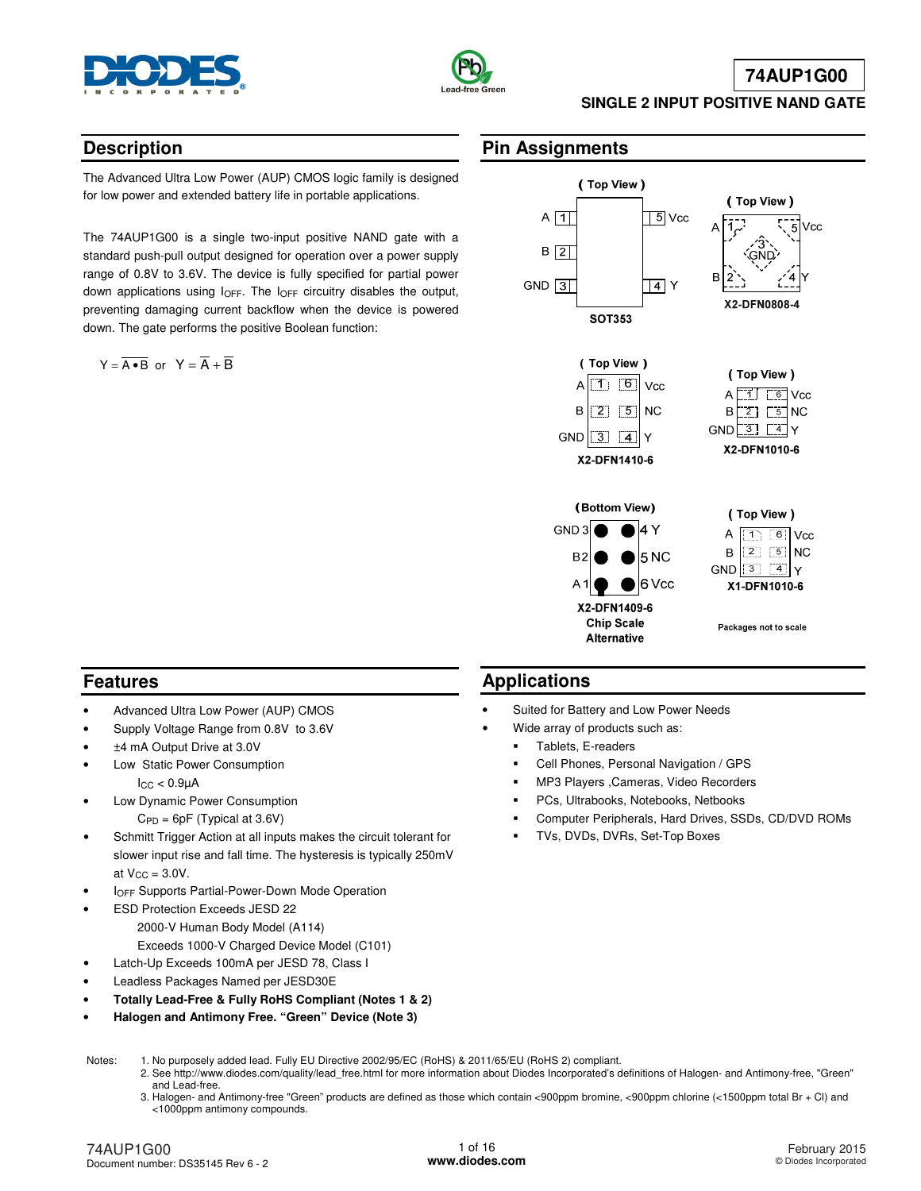# 74AUP1G00

## SINGLE 2 INPUT POSITIVE NAND GATE

## Description

The Advanced Ultra Low Power (AUP) CMOS logic family is designed for low power and extended battery life in portable applications.

The 74AUP1G00 is a single two-input positive NAND gate with a standard push-pull output designed for operation over a power supply range of 0.8V to 3.6V. The device is fully specified for partial power down applications using $I_{OFF}$. The $I_{OFF}$ circuitry disables the output, preventing damaging current backflow when the device is powered down. The gate performs the positive Boolean function:

$$Y = \overline{A \bullet B} \text{ or } Y = \overline{A} + \overline{B}$$

## Pin Assignments

**SOT353** (Top View): A 1, B 2, GND 3, Y 4, Vcc 5

**X2-DFN0808-4** (Top View): A 1, B 2, GND 3, Y 4, Vcc 5

**X2-DFN1410-6** (Top View): A 1, B 2, GND 3, Y 4, NC 5, Vcc 6

**X2-DFN1010-6** (Top View): A 1, B 2, GND 3, Y 4, NC 5, Vcc 6

**X2-DFN1409-6 Chip Scale Alternative** (Bottom View): GND 3, B 2, A 1, Y 4, NC 5, Vcc 6

**X1-DFN1010-6** (Top View): A 1, B 2, GND 3, Y 4, NC 5, Vcc 6

Packages not to scale

## Features

- Advanced Ultra Low Power (AUP) CMOS
- Supply Voltage Range from 0.8V to 3.6V
- ±4 mA Output Drive at 3.0V
- Low Static Power Consumption
  - $I_{CC}$ < 0.9μA
- Low Dynamic Power Consumption
  - $C_{PD}$ = 6pF (Typical at 3.6V)
- Schmitt Trigger Action at all inputs makes the circuit tolerant for slower input rise and fall time. The hysteresis is typically 250mV at $V_{CC}$ = 3.0V.
- $I_{OFF}$ Supports Partial-Power-Down Mode Operation
- ESD Protection Exceeds JESD 22
  - 2000-V Human Body Model (A114)
  - Exceeds 1000-V Charged Device Model (C101)
- Latch-Up Exceeds 100mA per JESD 78, Class I
- Leadless Packages Named per JESD30E
- **Totally Lead-Free & Fully RoHS Compliant (Notes 1 & 2)**
- **Halogen and Antimony Free. "Green" Device (Note 3)**

## Applications

- Suited for Battery and Low Power Needs
- Wide array of products such as:
  - Tablets, E-readers
  - Cell Phones, Personal Navigation / GPS
  - MP3 Players ,Cameras, Video Recorders
  - PCs, Ultrabooks, Notebooks, Netbooks
  - Computer Peripherals, Hard Drives, SSDs, CD/DVD ROMs
  - TVs, DVDs, DVRs, Set-Top Boxes

Notes:
1. No purposely added lead. Fully EU Directive 2002/95/EC (RoHS) & 2011/65/EU (RoHS 2) compliant.
2. See http://www.diodes.com/quality/lead_free.html for more information about Diodes Incorporated's definitions of Halogen- and Antimony-free, "Green" and Lead-free.
3. Halogen- and Antimony-free "Green" products are defined as those which contain <900ppm bromine, <900ppm chlorine (<1500ppm total Br + Cl) and <1000ppm antimony compounds.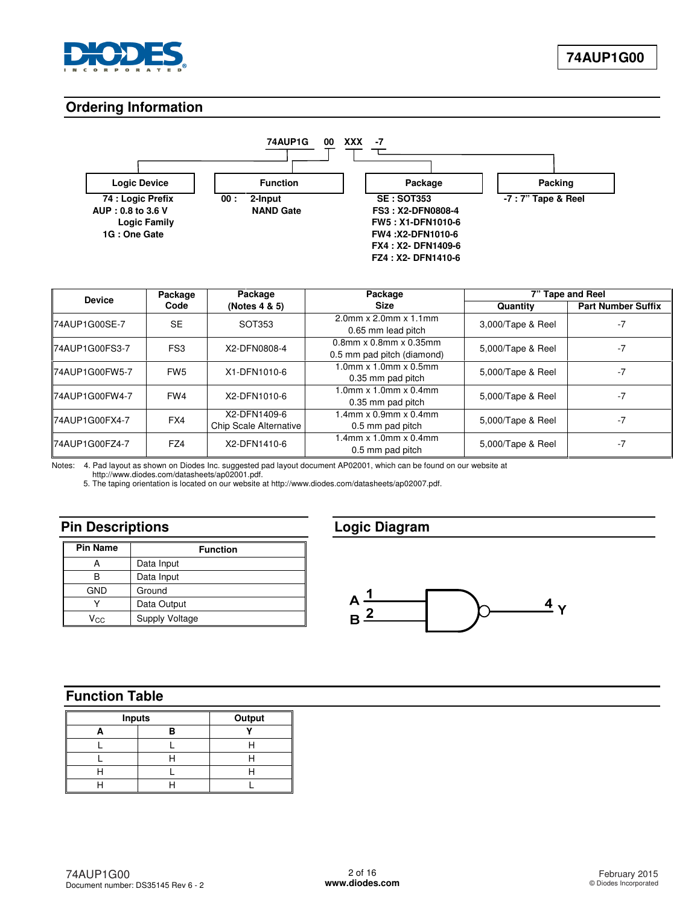## Ordering Information

74AUP1G 00 XXX -7

| Logic Device | Function | Package | Packing |
|---|---|---|---|
| 74 : Logic Prefix<br>AUP : 0.8 to 3.6 V Logic Family<br>1G : One Gate | 00 : 2-Input NAND Gate | SE : SOT353<br>FS3 : X2-DFN0808-4<br>FW5 : X1-DFN1010-6<br>FW4 :X2-DFN1010-6<br>FX4 : X2- DFN1409-6<br>FZ4 : X2- DFN1410-6 | -7 : 7" Tape & Reel |

| Device | Package Code | Package (Notes 4 & 5) | Package Size | 7" Tape and Reel | |
|---|---|---|---|---|---|
| | | | | Quantity | Part Number Suffix |
| 74AUP1G00SE-7 | SE | SOT353 | 2.0mm x 2.0mm x 1.1mm 0.65 mm lead pitch | 3,000/Tape & Reel | -7 |
| 74AUP1G00FS3-7 | FS3 | X2-DFN0808-4 | 0.8mm x 0.8mm x 0.35mm 0.5 mm pad pitch (diamond) | 5,000/Tape & Reel | -7 |
| 74AUP1G00FW5-7 | FW5 | X1-DFN1010-6 | 1.0mm x 1.0mm x 0.5mm 0.35 mm pad pitch | 5,000/Tape & Reel | -7 |
| 74AUP1G00FW4-7 | FW4 | X2-DFN1010-6 | 1.0mm x 1.0mm x 0.4mm 0.35 mm pad pitch | 5,000/Tape & Reel | -7 |
| 74AUP1G00FX4-7 | FX4 | X2-DFN1409-6 Chip Scale Alternative | 1.4mm x 0.9mm x 0.4mm 0.5 mm pad pitch | 5,000/Tape & Reel | -7 |
| 74AUP1G00FZ4-7 | FZ4 | X2-DFN1410-6 | 1.4mm x 1.0mm x 0.4mm 0.5 mm pad pitch | 5,000/Tape & Reel | -7 |

Notes: 4. Pad layout as shown on Diodes Inc. suggested pad layout document AP02001, which can be found on our website at http://www.diodes.com/datasheets/ap02001.pdf.
5. The taping orientation is located on our website at http://www.diodes.com/datasheets/ap02007.pdf.

## Pin Descriptions

| Pin Name | Function |
|---|---|
| A | Data Input |
| B | Data Input |
| GND | Ground |
| Y | Data Output |
| $V_{CC}$ | Supply Voltage |

## Logic Diagram

A 1, B 2 → 4 Y

## Function Table

| Inputs | | Output |
|---|---|---|
| A | B | Y |
| L | L | H |
| L | H | H |
| H | L | H |
| H | H | L |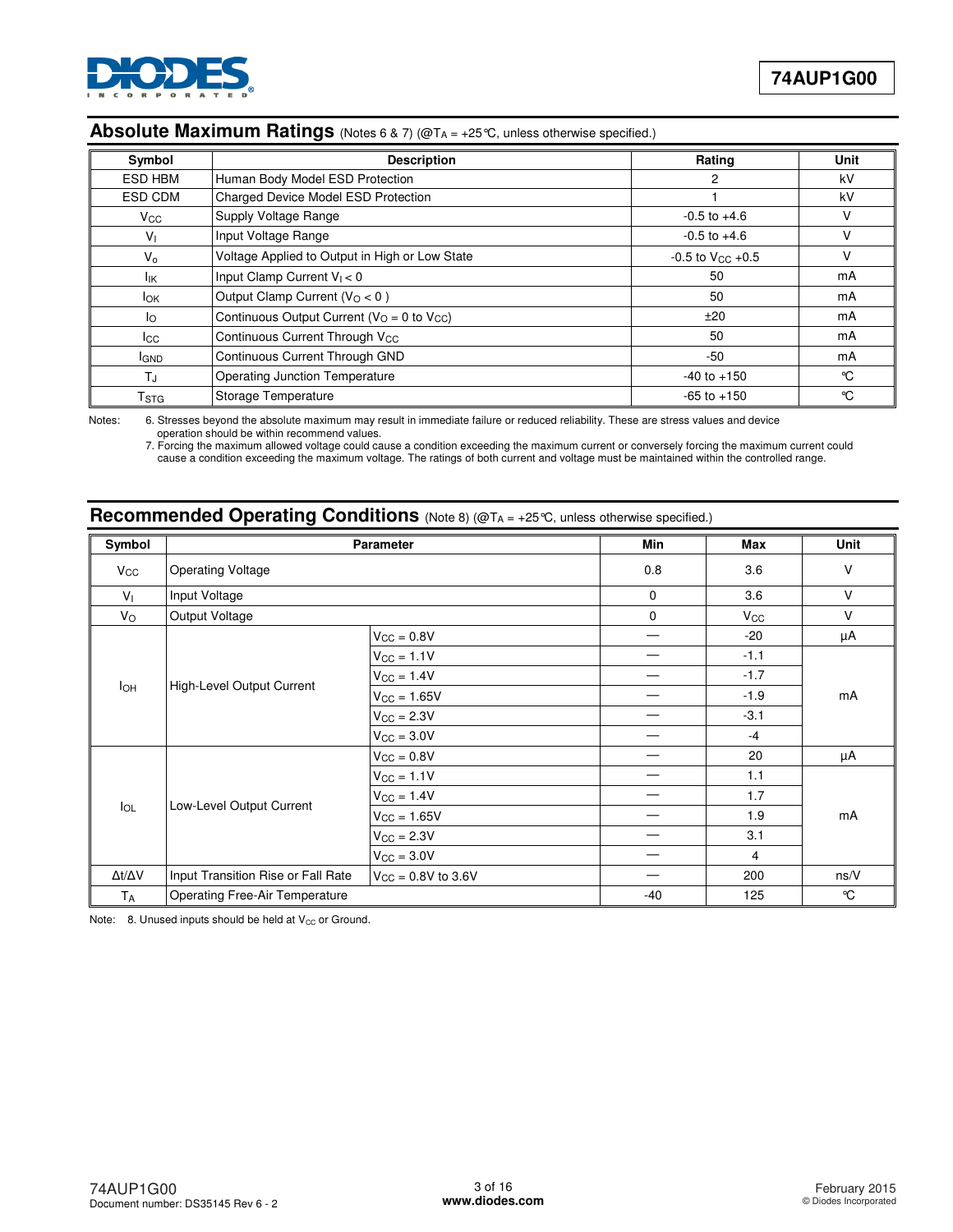## Absolute Maximum Ratings (Notes 6 & 7) (@$T_A$ = +25°C, unless otherwise specified.)

| Symbol | Description | Rating | Unit |
|---|---|---|---|
| ESD HBM | Human Body Model ESD Protection | 2 | kV |
| ESD CDM | Charged Device Model ESD Protection | 1 | kV |
| $V_{CC}$ | Supply Voltage Range | -0.5 to +4.6 | V |
| $V_I$ | Input Voltage Range | -0.5 to +4.6 | V |
| $V_o$ | Voltage Applied to Output in High or Low State | -0.5 to $V_{CC}$ +0.5 | V |
| $I_{IK}$ | Input Clamp Current $V_I < 0$ | 50 | mA |
| $I_{OK}$ | Output Clamp Current ($V_O < 0$ ) | 50 | mA |
| $I_O$ | Continuous Output Current ($V_O$ = 0 to $V_{CC}$) | ±20 | mA |
| $I_{CC}$ | Continuous Current Through $V_{CC}$ | 50 | mA |
| $I_{GND}$ | Continuous Current Through GND | -50 | mA |
| $T_J$ | Operating Junction Temperature | -40 to +150 | °C |
| $T_{STG}$ | Storage Temperature | -65 to +150 | °C |

Notes: 6. Stresses beyond the absolute maximum may result in immediate failure or reduced reliability. These are stress values and device operation should be within recommend values.
7. Forcing the maximum allowed voltage could cause a condition exceeding the maximum current or conversely forcing the maximum current could cause a condition exceeding the maximum voltage. The ratings of both current and voltage must be maintained within the controlled range.

## Recommended Operating Conditions (Note 8) (@$T_A$ = +25°C, unless otherwise specified.)

| Symbol | Parameter | | Min | Max | Unit |
|---|---|---|---|---|---|
| $V_{CC}$ | Operating Voltage | | 0.8 | 3.6 | V |
| $V_I$ | Input Voltage | | 0 | 3.6 | V |
| $V_O$ | Output Voltage | | 0 | $V_{CC}$ | V |
| $I_{OH}$ | High-Level Output Current | $V_{CC}$ = 0.8V | — | -20 | µA |
| | | $V_{CC}$ = 1.1V | — | -1.1 | mA |
| | | $V_{CC}$ = 1.4V | — | -1.7 | mA |
| | | $V_{CC}$ = 1.65V | — | -1.9 | mA |
| | | $V_{CC}$ = 2.3V | — | -3.1 | mA |
| | | $V_{CC}$ = 3.0V | — | -4 | mA |
| $I_{OL}$ | Low-Level Output Current | $V_{CC}$ = 0.8V | — | 20 | µA |
| | | $V_{CC}$ = 1.1V | — | 1.1 | mA |
| | | $V_{CC}$ = 1.4V | — | 1.7 | mA |
| | | $V_{CC}$ = 1.65V | — | 1.9 | mA |
| | | $V_{CC}$ = 2.3V | — | 3.1 | mA |
| | | $V_{CC}$ = 3.0V | — | 4 | mA |
| Δt/ΔV | Input Transition Rise or Fall Rate | $V_{CC}$ = 0.8V to 3.6V | — | 200 | ns/V |
| $T_A$ | Operating Free-Air Temperature | | -40 | 125 | °C |

Note: 8. Unused inputs should be held at $V_{CC}$ or Ground.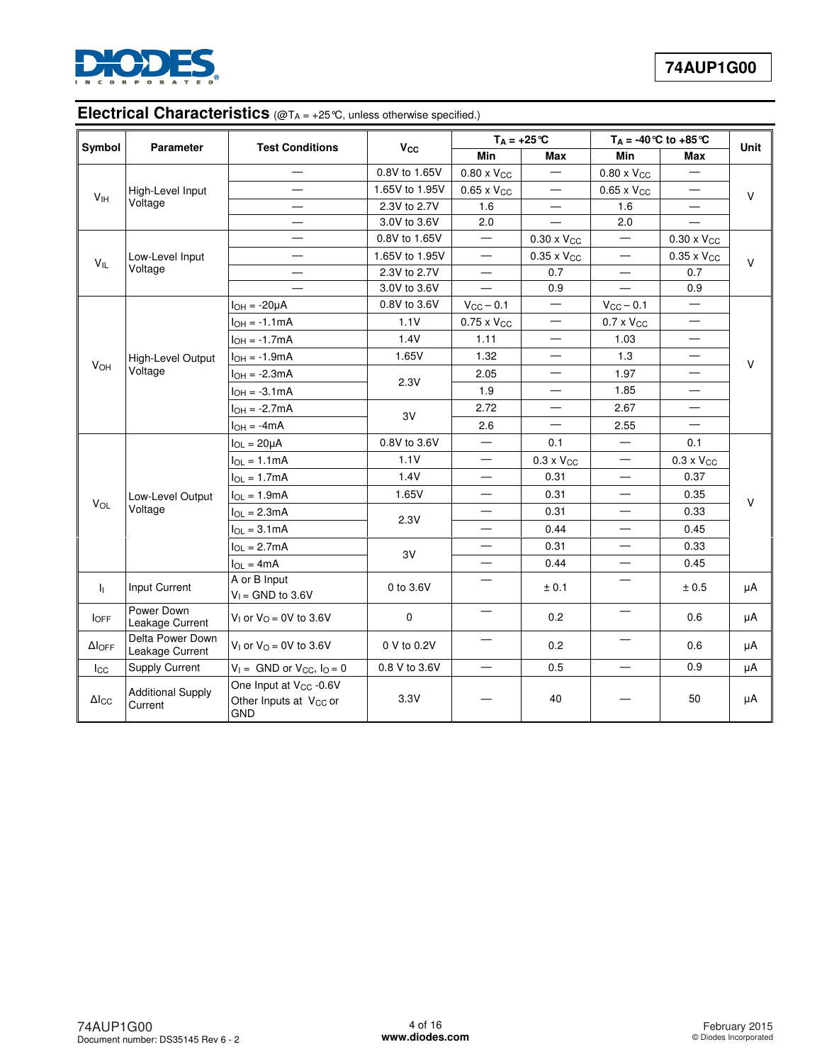## Electrical Characteristics (@$T_A$ = +25°C, unless otherwise specified.)

| Symbol | Parameter | Test Conditions | $V_{CC}$ | $T_A$ = +25°C | | $T_A$ = -40°C to +85°C | | Unit |
|---|---|---|---|---|---|---|---|---|
| | | | | Min | Max | Min | Max | |
| $V_{IH}$ | High-Level Input Voltage | — | 0.8V to 1.65V | 0.80 x $V_{CC}$ | — | 0.80 x $V_{CC}$ | — | V |
| | | — | 1.65V to 1.95V | 0.65 x $V_{CC}$ | — | 0.65 x $V_{CC}$ | — | |
| | | — | 2.3V to 2.7V | 1.6 | — | 1.6 | — | |
| | | — | 3.0V to 3.6V | 2.0 | — | 2.0 | — | |
| $V_{IL}$ | Low-Level Input Voltage | — | 0.8V to 1.65V | — | 0.30 x $V_{CC}$ | — | 0.30 x $V_{CC}$ | V |
| | | — | 1.65V to 1.95V | — | 0.35 x $V_{CC}$ | — | 0.35 x $V_{CC}$ | |
| | | — | 2.3V to 2.7V | — | 0.7 | — | 0.7 | |
| | | — | 3.0V to 3.6V | — | 0.9 | — | 0.9 | |
| $V_{OH}$ | High-Level Output Voltage | $I_{OH}$ = -20μA | 0.8V to 3.6V | $V_{CC}$ – 0.1 | — | $V_{CC}$ – 0.1 | — | V |
| | | $I_{OH}$ = -1.1mA | 1.1V | 0.75 x $V_{CC}$ | — | 0.7 x $V_{CC}$ | — | |
| | | $I_{OH}$ = -1.7mA | 1.4V | 1.11 | — | 1.03 | — | |
| | | $I_{OH}$ = -1.9mA | 1.65V | 1.32 | — | 1.3 | — | |
| | | $I_{OH}$ = -2.3mA | 2.3V | 2.05 | — | 1.97 | — | |
| | | $I_{OH}$ = -3.1mA | | 1.9 | — | 1.85 | — | |
| | | $I_{OH}$ = -2.7mA | 3V | 2.72 | — | 2.67 | — | |
| | | $I_{OH}$ = -4mA | | 2.6 | — | 2.55 | — | |
| $V_{OL}$ | Low-Level Output Voltage | $I_{OL}$ = 20μA | 0.8V to 3.6V | — | 0.1 | — | 0.1 | V |
| | | $I_{OL}$ = 1.1mA | 1.1V | — | 0.3 x $V_{CC}$ | — | 0.3 x $V_{CC}$ | |
| | | $I_{OL}$ = 1.7mA | 1.4V | — | 0.31 | — | 0.37 | |
| | | $I_{OL}$ = 1.9mA | 1.65V | — | 0.31 | — | 0.35 | |
| | | $I_{OL}$ = 2.3mA | 2.3V | — | 0.31 | — | 0.33 | |
| | | $I_{OL}$ = 3.1mA | | — | 0.44 | — | 0.45 | |
| | | $I_{OL}$ = 2.7mA | 3V | — | 0.31 | — | 0.33 | |
| | | $I_{OL}$ = 4mA | | — | 0.44 | — | 0.45 | |
| $I_I$ | Input Current | A or B Input $V_I$ = GND to 3.6V | 0 to 3.6V | — | ± 0.1 | — | ± 0.5 | μA |
| $I_{OFF}$ | Power Down Leakage Current | $V_I$ or $V_O$ = 0V to 3.6V | 0 | — | 0.2 | — | 0.6 | μA |
| $\Delta I_{OFF}$ | Delta Power Down Leakage Current | $V_I$ or $V_O$ = 0V to 3.6V | 0 V to 0.2V | — | 0.2 | — | 0.6 | μA |
| $I_{CC}$ | Supply Current | $V_I$ = GND or $V_{CC}$, $I_O$ = 0 | 0.8 V to 3.6V | — | 0.5 | — | 0.9 | μA |
| $\Delta I_{CC}$ | Additional Supply Current | One Input at $V_{CC}$ -0.6V Other Inputs at $V_{CC}$ or GND | 3.3V | — | 40 | — | 50 | μA |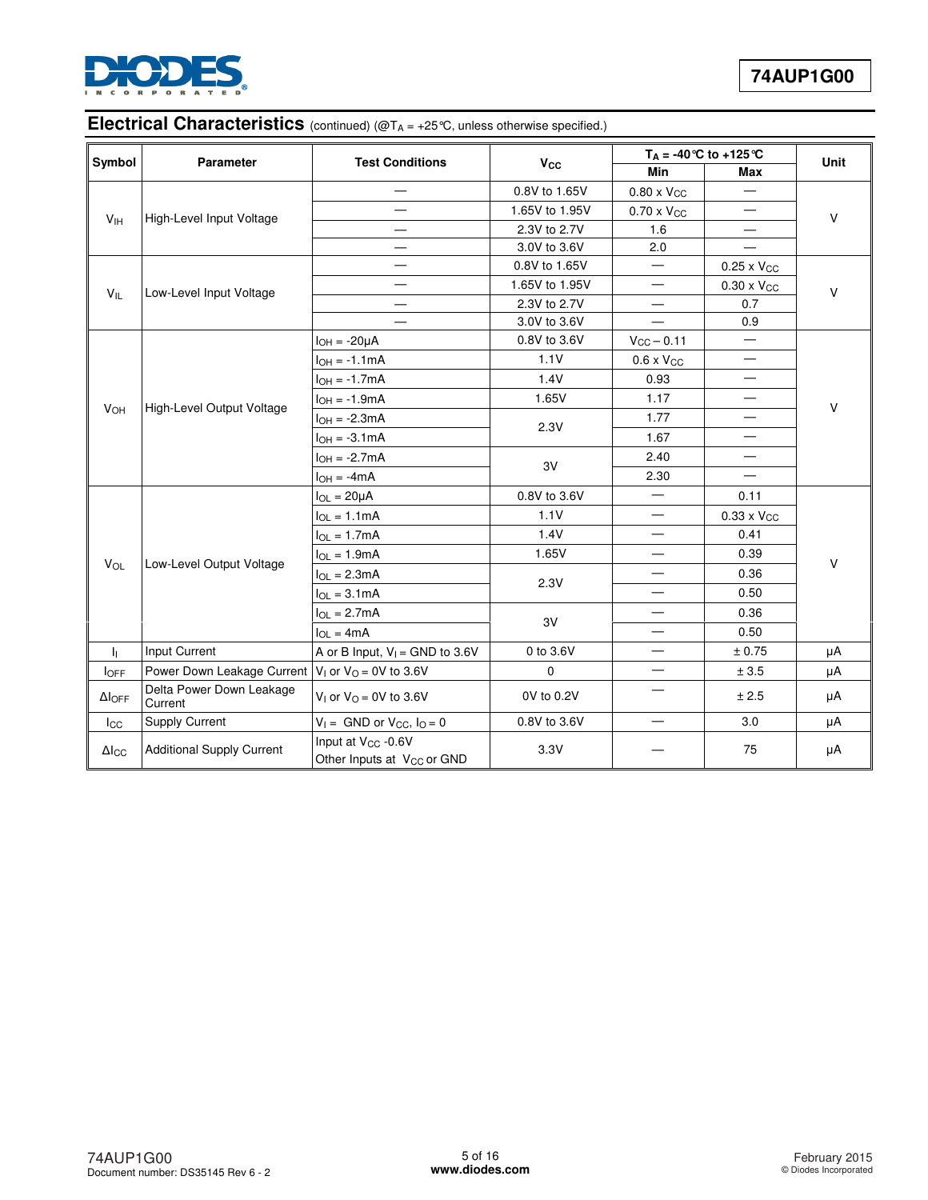## Electrical Characteristics (continued) (@$T_A$ = +25°C, unless otherwise specified.)

| Symbol | Parameter | Test Conditions | $V_{CC}$ | $T_A$ = -40°C to +125°C | | Unit |
|---|---|---|---|---|---|---|
| | | | | Min | Max | |
| $V_{IH}$ | High-Level Input Voltage | — | 0.8V to 1.65V | 0.80 x $V_{CC}$ | — | V |
| | | — | 1.65V to 1.95V | 0.70 x $V_{CC}$ | — | |
| | | — | 2.3V to 2.7V | 1.6 | — | |
| | | — | 3.0V to 3.6V | 2.0 | — | |
| $V_{IL}$ | Low-Level Input Voltage | — | 0.8V to 1.65V | — | 0.25 x $V_{CC}$ | V |
| | | — | 1.65V to 1.95V | — | 0.30 x $V_{CC}$ | |
| | | — | 2.3V to 2.7V | — | 0.7 | |
| | | — | 3.0V to 3.6V | — | 0.9 | |
| $V_{OH}$ | High-Level Output Voltage | $I_{OH}$ = -20μA | 0.8V to 3.6V | $V_{CC}$ – 0.11 | — | V |
| | | $I_{OH}$ = -1.1mA | 1.1V | 0.6 x $V_{CC}$ | — | |
| | | $I_{OH}$ = -1.7mA | 1.4V | 0.93 | — | |
| | | $I_{OH}$ = -1.9mA | 1.65V | 1.17 | — | |
| | | $I_{OH}$ = -2.3mA | 2.3V | 1.77 | — | |
| | | $I_{OH}$ = -3.1mA | | 1.67 | — | |
| | | $I_{OH}$ = -2.7mA | 3V | 2.40 | — | |
| | | $I_{OH}$ = -4mA | | 2.30 | — | |
| $V_{OL}$ | Low-Level Output Voltage | $I_{OL}$ = 20μA | 0.8V to 3.6V | — | 0.11 | V |
| | | $I_{OL}$ = 1.1mA | 1.1V | — | 0.33 x $V_{CC}$ | |
| | | $I_{OL}$ = 1.7mA | 1.4V | — | 0.41 | |
| | | $I_{OL}$ = 1.9mA | 1.65V | — | 0.39 | |
| | | $I_{OL}$ = 2.3mA | 2.3V | — | 0.36 | |
| | | $I_{OL}$ = 3.1mA | | — | 0.50 | |
| | | $I_{OL}$ = 2.7mA | 3V | — | 0.36 | |
| | | $I_{OL}$ = 4mA | | — | 0.50 | |
| $I_I$ | Input Current | A or B Input, $V_I$ = GND to 3.6V | 0 to 3.6V | — | ± 0.75 | μA |
| $I_{OFF}$ | Power Down Leakage Current | $V_I$ or $V_O$ = 0V to 3.6V | 0 | — | ± 3.5 | μA |
| $\Delta I_{OFF}$ | Delta Power Down Leakage Current | $V_I$ or $V_O$ = 0V to 3.6V | 0V to 0.2V | — | ± 2.5 | μA |
| $I_{CC}$ | Supply Current | $V_I$ = GND or $V_{CC}$, $I_O$ = 0 | 0.8V to 3.6V | — | 3.0 | μA |
| $\Delta I_{CC}$ | Additional Supply Current | Input at $V_{CC}$ -0.6V Other Inputs at $V_{CC}$ or GND | 3.3V | — | 75 | μA |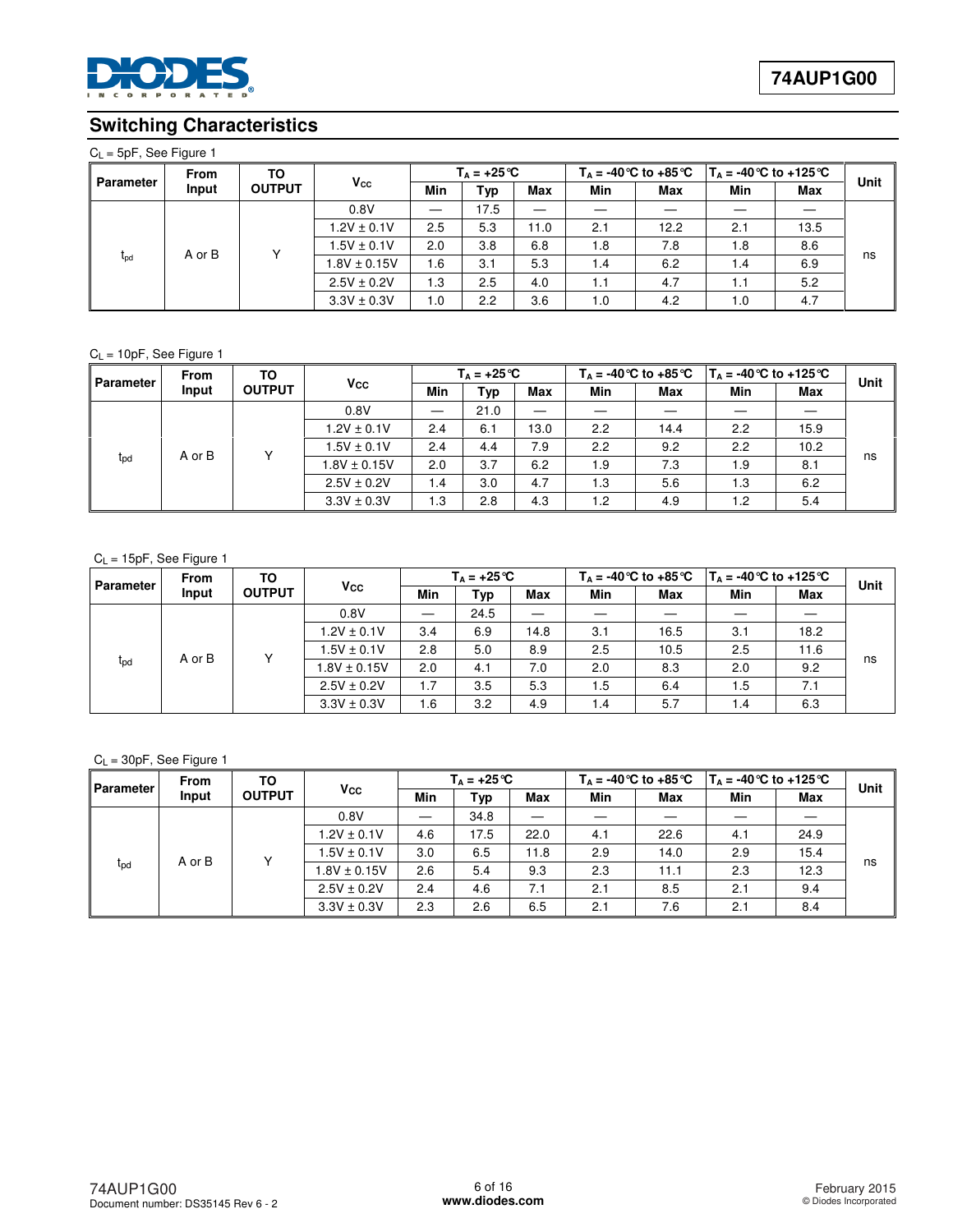## Switching Characteristics

$C_L$ = 5pF, See Figure 1

| Parameter | From Input | TO OUTPUT | $V_{CC}$ | $T_A$ = +25°C | | | $T_A$ = -40°C to +85°C | | $T_A$ = -40°C to +125°C | | Unit |
|---|---|---|---|---|---|---|---|---|---|---|---|
| | | | | Min | Typ | Max | Min | Max | Min | Max | |
| $t_{pd}$ | A or B | Y | 0.8V | — | 17.5 | — | — | — | — | — | ns |
| | | | 1.2V ± 0.1V | 2.5 | 5.3 | 11.0 | 2.1 | 12.2 | 2.1 | 13.5 | |
| | | | 1.5V ± 0.1V | 2.0 | 3.8 | 6.8 | 1.8 | 7.8 | 1.8 | 8.6 | |
| | | | 1.8V ± 0.15V | 1.6 | 3.1 | 5.3 | 1.4 | 6.2 | 1.4 | 6.9 | |
| | | | 2.5V ± 0.2V | 1.3 | 2.5 | 4.0 | 1.1 | 4.7 | 1.1 | 5.2 | |
| | | | 3.3V ± 0.3V | 1.0 | 2.2 | 3.6 | 1.0 | 4.2 | 1.0 | 4.7 | |

$C_L$ = 10pF, See Figure 1

| Parameter | From Input | TO OUTPUT | $V_{CC}$ | $T_A$ = +25°C | | | $T_A$ = -40°C to +85°C | | $T_A$ = -40°C to +125°C | | Unit |
|---|---|---|---|---|---|---|---|---|---|---|---|
| | | | | Min | Typ | Max | Min | Max | Min | Max | |
| $t_{pd}$ | A or B | Y | 0.8V | — | 21.0 | — | — | — | — | — | ns |
| | | | 1.2V ± 0.1V | 2.4 | 6.1 | 13.0 | 2.2 | 14.4 | 2.2 | 15.9 | |
| | | | 1.5V ± 0.1V | 2.4 | 4.4 | 7.9 | 2.2 | 9.2 | 2.2 | 10.2 | |
| | | | 1.8V ± 0.15V | 2.0 | 3.7 | 6.2 | 1.9 | 7.3 | 1.9 | 8.1 | |
| | | | 2.5V ± 0.2V | 1.4 | 3.0 | 4.7 | 1.3 | 5.6 | 1.3 | 6.2 | |
| | | | 3.3V ± 0.3V | 1.3 | 2.8 | 4.3 | 1.2 | 4.9 | 1.2 | 5.4 | |

$C_L$ = 15pF, See Figure 1

| Parameter | From Input | TO OUTPUT | $V_{CC}$ | $T_A$ = +25°C | | | $T_A$ = -40°C to +85°C | | $T_A$ = -40°C to +125°C | | Unit |
|---|---|---|---|---|---|---|---|---|---|---|---|
| | | | | Min | Typ | Max | Min | Max | Min | Max | |
| $t_{pd}$ | A or B | Y | 0.8V | — | 24.5 | — | — | — | — | — | ns |
| | | | 1.2V ± 0.1V | 3.4 | 6.9 | 14.8 | 3.1 | 16.5 | 3.1 | 18.2 | |
| | | | 1.5V ± 0.1V | 2.8 | 5.0 | 8.9 | 2.5 | 10.5 | 2.5 | 11.6 | |
| | | | 1.8V ± 0.15V | 2.0 | 4.1 | 7.0 | 2.0 | 8.3 | 2.0 | 9.2 | |
| | | | 2.5V ± 0.2V | 1.7 | 3.5 | 5.3 | 1.5 | 6.4 | 1.5 | 7.1 | |
| | | | 3.3V ± 0.3V | 1.6 | 3.2 | 4.9 | 1.4 | 5.7 | 1.4 | 6.3 | |

$C_L$ = 30pF, See Figure 1

| Parameter | From Input | TO OUTPUT | $V_{CC}$ | $T_A$ = +25°C | | | $T_A$ = -40°C to +85°C | | $T_A$ = -40°C to +125°C | | Unit |
|---|---|---|---|---|---|---|---|---|---|---|---|
| | | | | Min | Typ | Max | Min | Max | Min | Max | |
| $t_{pd}$ | A or B | Y | 0.8V | — | 34.8 | — | — | — | — | — | ns |
| | | | 1.2V ± 0.1V | 4.6 | 17.5 | 22.0 | 4.1 | 22.6 | 4.1 | 24.9 | |
| | | | 1.5V ± 0.1V | 3.0 | 6.5 | 11.8 | 2.9 | 14.0 | 2.9 | 15.4 | |
| | | | 1.8V ± 0.15V | 2.6 | 5.4 | 9.3 | 2.3 | 11.1 | 2.3 | 12.3 | |
| | | | 2.5V ± 0.2V | 2.4 | 4.6 | 7.1 | 2.1 | 8.5 | 2.1 | 9.4 | |
| | | | 3.3V ± 0.3V | 2.3 | 2.6 | 6.5 | 2.1 | 7.6 | 2.1 | 8.4 | |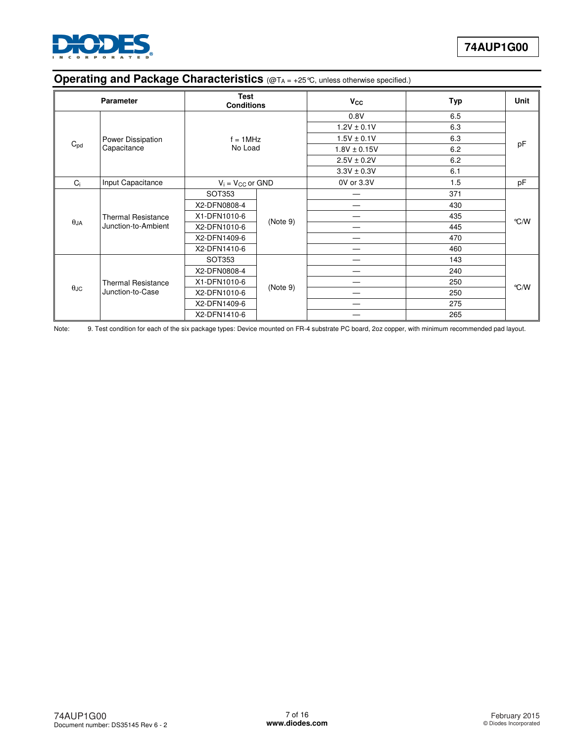## Operating and Package Characteristics (@$T_A$ = +25°C, unless otherwise specified.)

| Parameter | | Test Conditions | | $V_{CC}$ | Typ | Unit |
|---|---|---|---|---|---|---|
| $C_{pd}$ | Power Dissipation Capacitance | f = 1MHz No Load | | 0.8V | 6.5 | pF |
| | | | | 1.2V ± 0.1V | 6.3 | |
| | | | | 1.5V ± 0.1V | 6.3 | |
| | | | | 1.8V ± 0.15V | 6.2 | |
| | | | | 2.5V ± 0.2V | 6.2 | |
| | | | | 3.3V ± 0.3V | 6.1 | |
| $C_i$ | Input Capacitance | $V_i$ = $V_{CC}$ or GND | | 0V or 3.3V | 1.5 | pF |
| $\theta_{JA}$ | Thermal Resistance Junction-to-Ambient | SOT353 | (Note 9) | — | 371 | °C/W |
| | | X2-DFN0808-4 | | — | 430 | |
| | | X1-DFN1010-6 | | — | 435 | |
| | | X2-DFN1010-6 | | — | 445 | |
| | | X2-DFN1409-6 | | — | 470 | |
| | | X2-DFN1410-6 | | — | 460 | |
| $\theta_{JC}$ | Thermal Resistance Junction-to-Case | SOT353 | (Note 9) | — | 143 | °C/W |
| | | X2-DFN0808-4 | | — | 240 | |
| | | X1-DFN1010-6 | | — | 250 | |
| | | X2-DFN1010-6 | | — | 250 | |
| | | X2-DFN1409-6 | | — | 275 | |
| | | X2-DFN1410-6 | | — | 265 | |

Note: 9. Test condition for each of the six package types: Device mounted on FR-4 substrate PC board, 2oz copper, with minimum recommended pad layout.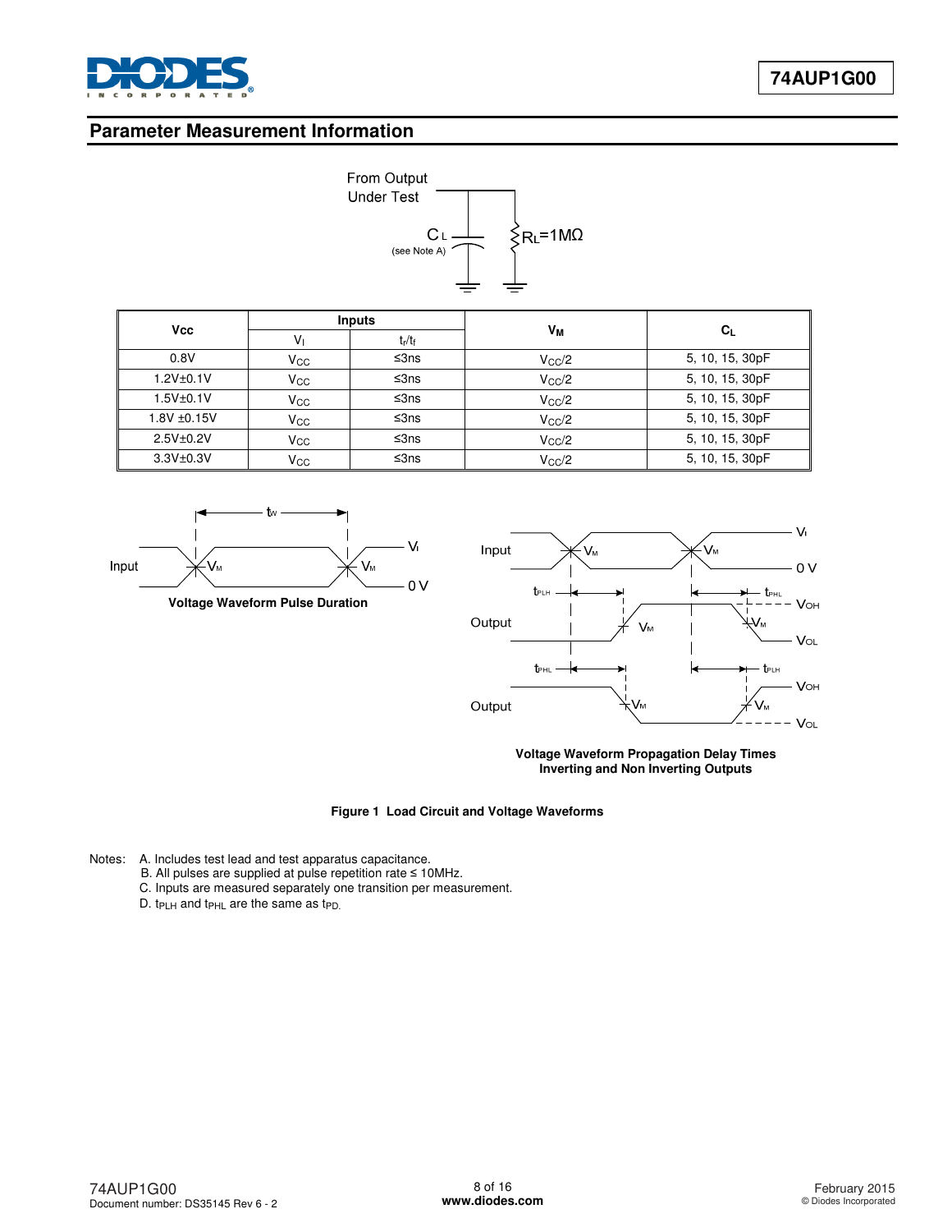## Parameter Measurement Information

| Vcc | Inputs | | $V_M$ | $C_L$ |
|---|---|---|---|---|
| | $V_I$ | $t_r/t_f$ | | |
| 0.8V | $V_{CC}$ | ≤3ns | $V_{CC}/2$ | 5, 10, 15, 30pF |
| 1.2V±0.1V | $V_{CC}$ | ≤3ns | $V_{CC}/2$ | 5, 10, 15, 30pF |
| 1.5V±0.1V | $V_{CC}$ | ≤3ns | $V_{CC}/2$ | 5, 10, 15, 30pF |
| 1.8V ±0.15V | $V_{CC}$ | ≤3ns | $V_{CC}/2$ | 5, 10, 15, 30pF |
| 2.5V±0.2V | $V_{CC}$ | ≤3ns | $V_{CC}/2$ | 5, 10, 15, 30pF |
| 3.3V±0.3V | $V_{CC}$ | ≤3ns | $V_{CC}/2$ | 5, 10, 15, 30pF |

**Voltage Waveform Pulse Duration**

**Voltage Waveform Propagation Delay Times Inverting and Non Inverting Outputs**

**Figure 1 Load Circuit and Voltage Waveforms**

Notes: A. Includes test lead and test apparatus capacitance.
B. All pulses are supplied at pulse repetition rate ≤ 10MHz.
C. Inputs are measured separately one transition per measurement.
D. $t_{PLH}$ and $t_{PHL}$ are the same as $t_{PD}$.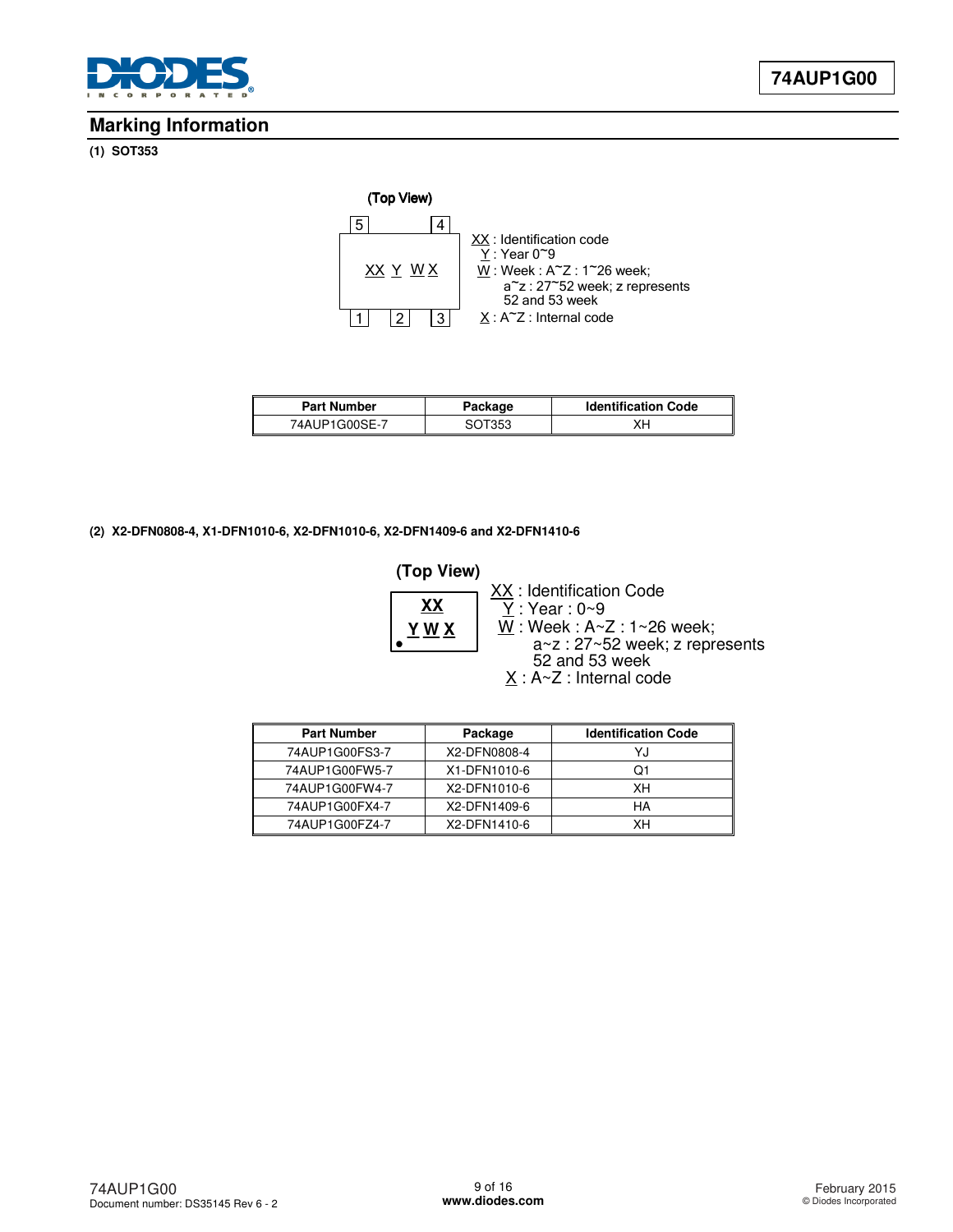## Marking Information

**(1) SOT353**

(Top View)

5 4

XX Y W X

1 2 3

XX : Identification code
Y : Year 0~9
W : Week : A~Z : 1~26 week;
a~z : 27~52 week; z represents 52 and 53 week
X : A~Z : Internal code

| Part Number | Package | Identification Code |
|---|---|---|
| 74AUP1G00SE-7 | SOT353 | XH |

**(2) X2-DFN0808-4, X1-DFN1010-6, X2-DFN1010-6, X2-DFN1409-6 and X2-DFN1410-6**

(Top View)

XX
Y W X

XX : Identification Code
Y : Year : 0~9
W : Week : A~Z : 1~26 week;
a~z : 27~52 week; z represents 52 and 53 week
X : A~Z : Internal code

| Part Number | Package | Identification Code |
|---|---|---|
| 74AUP1G00FS3-7 | X2-DFN0808-4 | YJ |
| 74AUP1G00FW5-7 | X1-DFN1010-6 | Q1 |
| 74AUP1G00FW4-7 | X2-DFN1010-6 | XH |
| 74AUP1G00FX4-7 | X2-DFN1409-6 | HA |
| 74AUP1G00FZ4-7 | X2-DFN1410-6 | XH |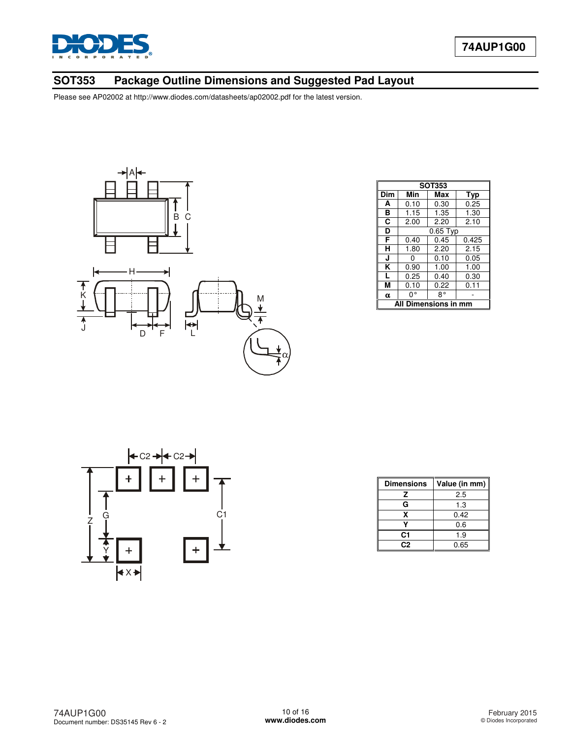## SOT353 Package Outline Dimensions and Suggested Pad Layout

Please see AP02002 at http://www.diodes.com/datasheets/ap02002.pdf for the latest version.

| SOT353 | | | |
|---|---|---|---|
| Dim | Min | Max | Typ |
| A | 0.10 | 0.30 | 0.25 |
| B | 1.15 | 1.35 | 1.30 |
| C | 2.00 | 2.20 | 2.10 |
| D | 0.65 Typ | | |
| F | 0.40 | 0.45 | 0.425 |
| H | 1.80 | 2.20 | 2.15 |
| J | 0 | 0.10 | 0.05 |
| K | 0.90 | 1.00 | 1.00 |
| L | 0.25 | 0.40 | 0.30 |
| M | 0.10 | 0.22 | 0.11 |
| α | 0° | 8° | - |
| All Dimensions in mm | | | |

| Dimensions | Value (in mm) |
|---|---|
| Z | 2.5 |
| G | 1.3 |
| X | 0.42 |
| Y | 0.6 |
| C1 | 1.9 |
| C2 | 0.65 |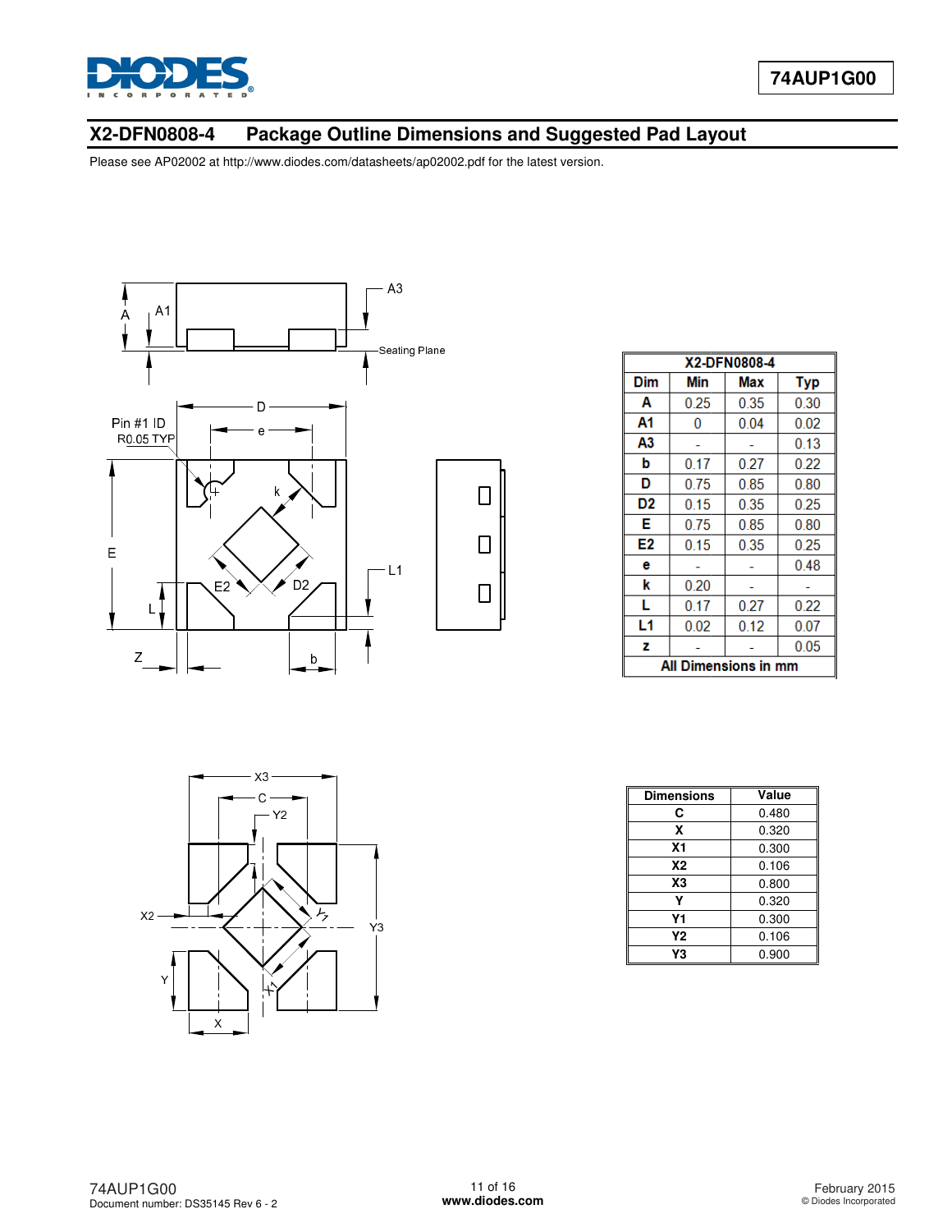## X2-DFN0808-4 Package Outline Dimensions and Suggested Pad Layout

Please see AP02002 at http://www.diodes.com/datasheets/ap02002.pdf for the latest version.

| X2-DFN0808-4 | | | |
|---|---|---|---|
| **Dim** | **Min** | **Max** | **Typ** |
| **A** | 0.25 | 0.35 | 0.30 |
| **A1** | 0 | 0.04 | 0.02 |
| **A3** | - | - | 0.13 |
| **b** | 0.17 | 0.27 | 0.22 |
| **D** | 0.75 | 0.85 | 0.80 |
| **D2** | 0.15 | 0.35 | 0.25 |
| **E** | 0.75 | 0.85 | 0.80 |
| **E2** | 0.15 | 0.35 | 0.25 |
| **e** | - | - | 0.48 |
| **k** | 0.20 | - | - |
| **L** | 0.17 | 0.27 | 0.22 |
| **L1** | 0.02 | 0.12 | 0.07 |
| **z** | - | - | 0.05 |
| **All Dimensions in mm** | | | |

| Dimensions | Value |
|---|---|
| **C** | 0.480 |
| **X** | 0.320 |
| **X1** | 0.300 |
| **X2** | 0.106 |
| **X3** | 0.800 |
| **Y** | 0.320 |
| **Y1** | 0.300 |
| **Y2** | 0.106 |
| **Y3** | 0.900 |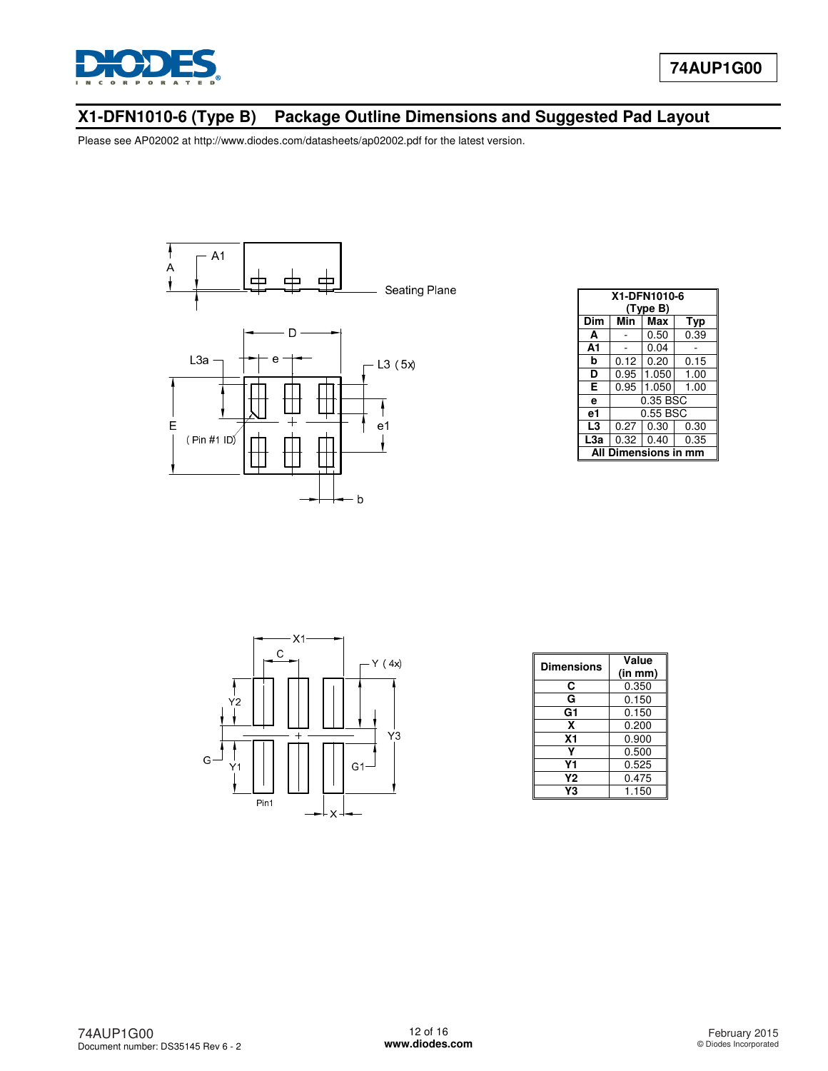## X1-DFN1010-6 (Type B) Package Outline Dimensions and Suggested Pad Layout

Please see AP02002 at http://www.diodes.com/datasheets/ap02002.pdf for the latest version.

| X1-DFN1010-6 (Type B) | | | |
|---|---|---|---|
| **Dim** | **Min** | **Max** | **Typ** |
| **A** | - | 0.50 | 0.39 |
| **A1** | - | 0.04 | - |
| **b** | 0.12 | 0.20 | 0.15 |
| **D** | 0.95 | 1.050 | 1.00 |
| **E** | 0.95 | 1.050 | 1.00 |
| **e** | 0.35 BSC | | |
| **e1** | 0.55 BSC | | |
| **L3** | 0.27 | 0.30 | 0.30 |
| **L3a** | 0.32 | 0.40 | 0.35 |
| **All Dimensions in mm** | | | |

| Dimensions | Value (in mm) |
|---|---|
| **C** | 0.350 |
| **G** | 0.150 |
| **G1** | 0.150 |
| **X** | 0.200 |
| **X1** | 0.900 |
| **Y** | 0.500 |
| **Y1** | 0.525 |
| **Y2** | 0.475 |
| **Y3** | 1.150 |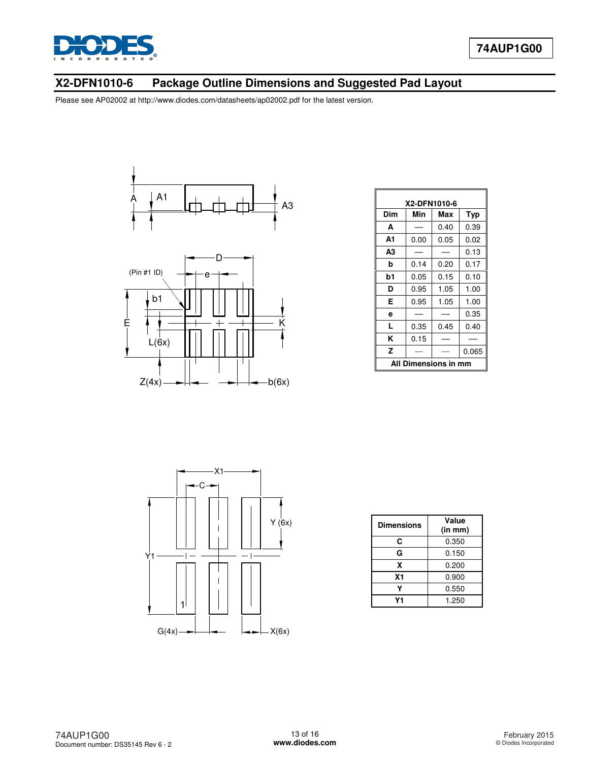## X2-DFN1010-6 Package Outline Dimensions and Suggested Pad Layout

Please see AP02002 at http://www.diodes.com/datasheets/ap02002.pdf for the latest version.

| X2-DFN1010-6 | | | |
|---|---|---|---|
| **Dim** | **Min** | **Max** | **Typ** |
| **A** | — | 0.40 | 0.39 |
| **A1** | 0.00 | 0.05 | 0.02 |
| **A3** | — | — | 0.13 |
| **b** | 0.14 | 0.20 | 0.17 |
| **b1** | 0.05 | 0.15 | 0.10 |
| **D** | 0.95 | 1.05 | 1.00 |
| **E** | 0.95 | 1.05 | 1.00 |
| **e** | — | — | 0.35 |
| **L** | 0.35 | 0.45 | 0.40 |
| **K** | 0.15 | — | — |
| **Z** | — | — | 0.065 |
| **All Dimensions in mm** | | | |

| Dimensions | Value (in mm) |
|---|---|
| **C** | 0.350 |
| **G** | 0.150 |
| **X** | 0.200 |
| **X1** | 0.900 |
| **Y** | 0.550 |
| **Y1** | 1.250 |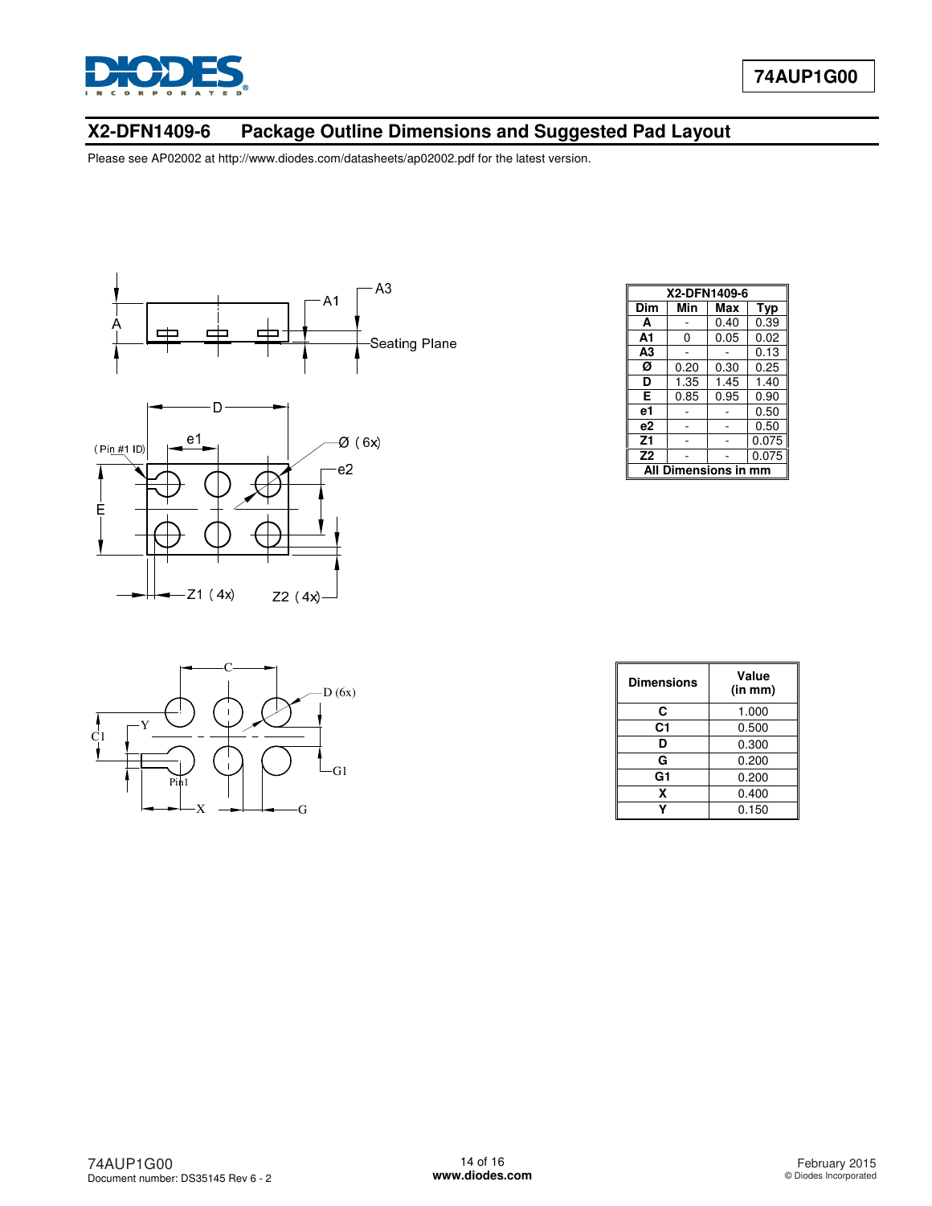## X2-DFN1409-6 Package Outline Dimensions and Suggested Pad Layout

Please see AP02002 at http://www.diodes.com/datasheets/ap02002.pdf for the latest version.

| X2-DFN1409-6 | | | |
|---|---|---|---|
| **Dim** | **Min** | **Max** | **Typ** |
| **A** | - | 0.40 | 0.39 |
| **A1** | 0 | 0.05 | 0.02 |
| **A3** | - | - | 0.13 |
| **Ø** | 0.20 | 0.30 | 0.25 |
| **D** | 1.35 | 1.45 | 1.40 |
| **E** | 0.85 | 0.95 | 0.90 |
| **e1** | - | - | 0.50 |
| **e2** | - | - | 0.50 |
| **Z1** | - | - | 0.075 |
| **Z2** | - | - | 0.075 |
| **All Dimensions in mm** | | | |

| Dimensions | Value (in mm) |
|---|---|
| **C** | 1.000 |
| **C1** | 0.500 |
| **D** | 0.300 |
| **G** | 0.200 |
| **G1** | 0.200 |
| **X** | 0.400 |
| **Y** | 0.150 |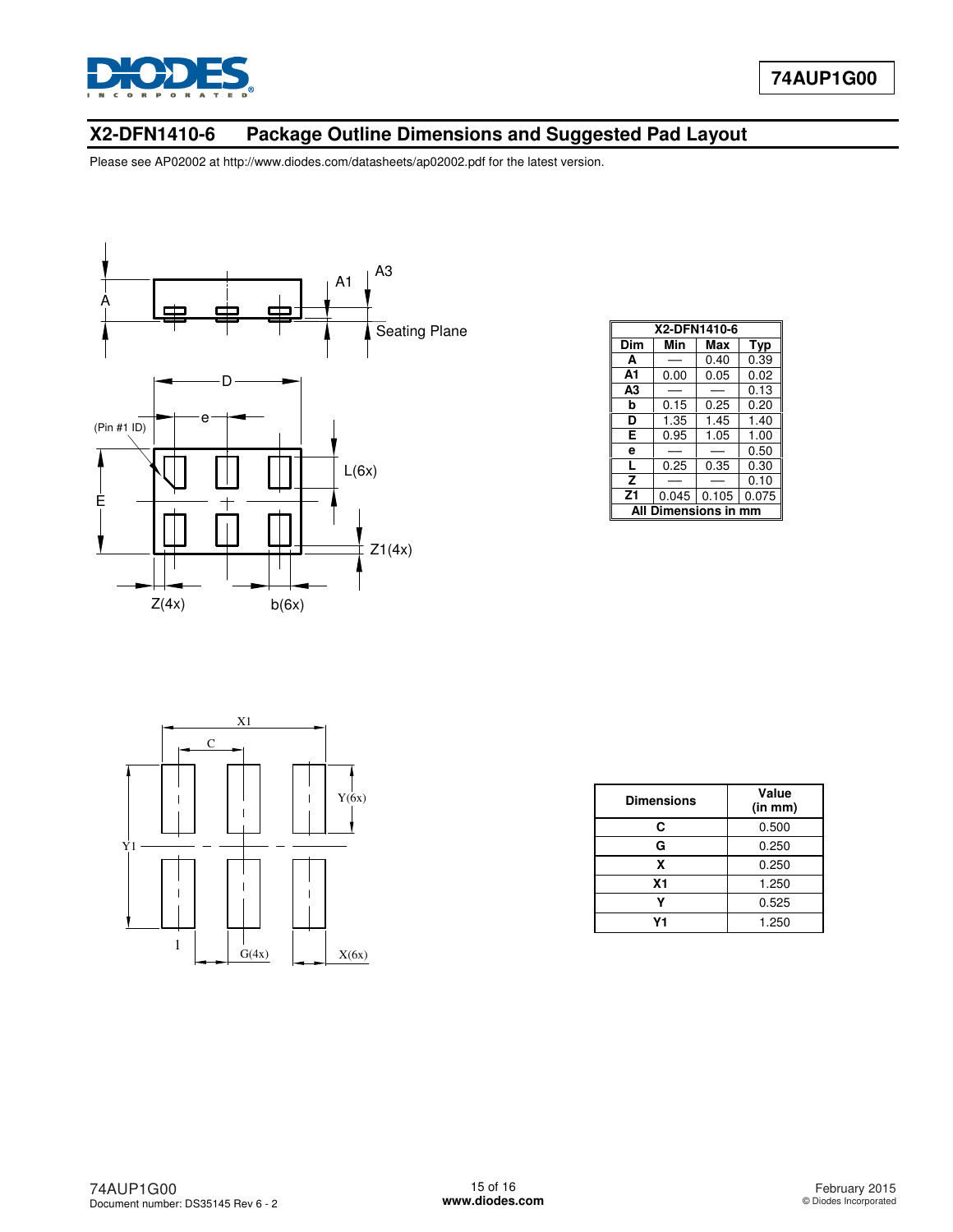## X2-DFN1410-6 Package Outline Dimensions and Suggested Pad Layout

Please see AP02002 at http://www.diodes.com/datasheets/ap02002.pdf for the latest version.

| X2-DFN1410-6 | | | |
|---|---|---|---|
| Dim | Min | Max | Typ |
| A | — | 0.40 | 0.39 |
| A1 | 0.00 | 0.05 | 0.02 |
| A3 | — | — | 0.13 |
| b | 0.15 | 0.25 | 0.20 |
| D | 1.35 | 1.45 | 1.40 |
| E | 0.95 | 1.05 | 1.00 |
| e | — | — | 0.50 |
| L | 0.25 | 0.35 | 0.30 |
| Z | — | — | 0.10 |
| Z1 | 0.045 | 0.105 | 0.075 |
| All Dimensions in mm | | | |

| Dimensions | Value (in mm) |
|---|---|
| C | 0.500 |
| G | 0.250 |
| X | 0.250 |
| X1 | 1.250 |
| Y | 0.525 |
| Y1 | 1.250 |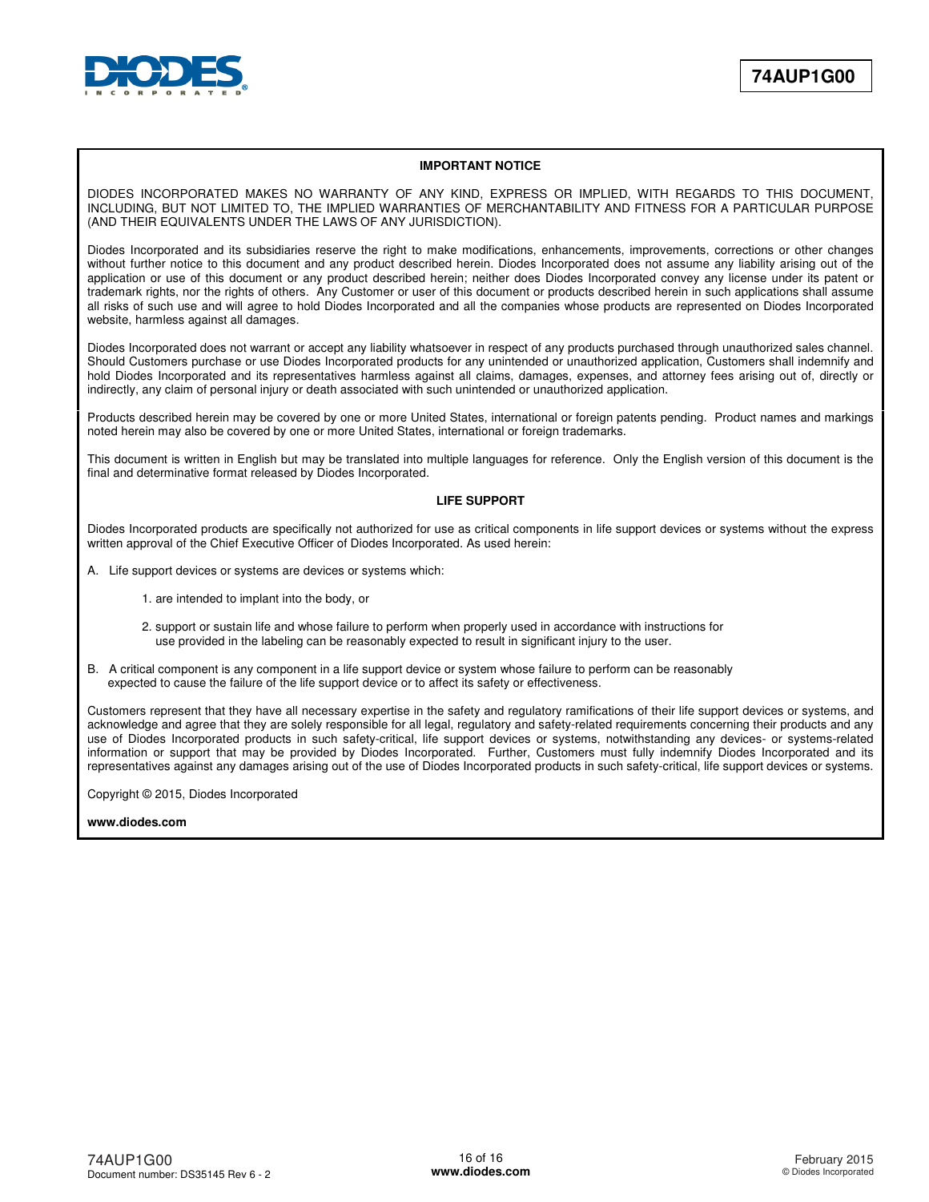## IMPORTANT NOTICE

DIODES INCORPORATED MAKES NO WARRANTY OF ANY KIND, EXPRESS OR IMPLIED, WITH REGARDS TO THIS DOCUMENT, INCLUDING, BUT NOT LIMITED TO, THE IMPLIED WARRANTIES OF MERCHANTABILITY AND FITNESS FOR A PARTICULAR PURPOSE (AND THEIR EQUIVALENTS UNDER THE LAWS OF ANY JURISDICTION).

Diodes Incorporated and its subsidiaries reserve the right to make modifications, enhancements, improvements, corrections or other changes without further notice to this document and any product described herein. Diodes Incorporated does not assume any liability arising out of the application or use of this document or any product described herein; neither does Diodes Incorporated convey any license under its patent or trademark rights, nor the rights of others. Any Customer or user of this document or products described herein in such applications shall assume all risks of such use and will agree to hold Diodes Incorporated and all the companies whose products are represented on Diodes Incorporated website, harmless against all damages.

Diodes Incorporated does not warrant or accept any liability whatsoever in respect of any products purchased through unauthorized sales channel. Should Customers purchase or use Diodes Incorporated products for any unintended or unauthorized application, Customers shall indemnify and hold Diodes Incorporated and its representatives harmless against all claims, damages, expenses, and attorney fees arising out of, directly or indirectly, any claim of personal injury or death associated with such unintended or unauthorized application.

Products described herein may be covered by one or more United States, international or foreign patents pending. Product names and markings noted herein may also be covered by one or more United States, international or foreign trademarks.

This document is written in English but may be translated into multiple languages for reference. Only the English version of this document is the final and determinative format released by Diodes Incorporated.

## LIFE SUPPORT

Diodes Incorporated products are specifically not authorized for use as critical components in life support devices or systems without the express written approval of the Chief Executive Officer of Diodes Incorporated. As used herein:

A. Life support devices or systems are devices or systems which:

1. are intended to implant into the body, or
2. support or sustain life and whose failure to perform when properly used in accordance with instructions for use provided in the labeling can be reasonably expected to result in significant injury to the user.

B. A critical component is any component in a life support device or system whose failure to perform can be reasonably expected to cause the failure of the life support device or to affect its safety or effectiveness.

Customers represent that they have all necessary expertise in the safety and regulatory ramifications of their life support devices or systems, and acknowledge and agree that they are solely responsible for all legal, regulatory and safety-related requirements concerning their products and any use of Diodes Incorporated products in such safety-critical, life support devices or systems, notwithstanding any devices- or systems-related information or support that may be provided by Diodes Incorporated. Further, Customers must fully indemnify Diodes Incorporated and its representatives against any damages arising out of the use of Diodes Incorporated products in such safety-critical, life support devices or systems.

Copyright © 2015, Diodes Incorporated

**www.diodes.com**